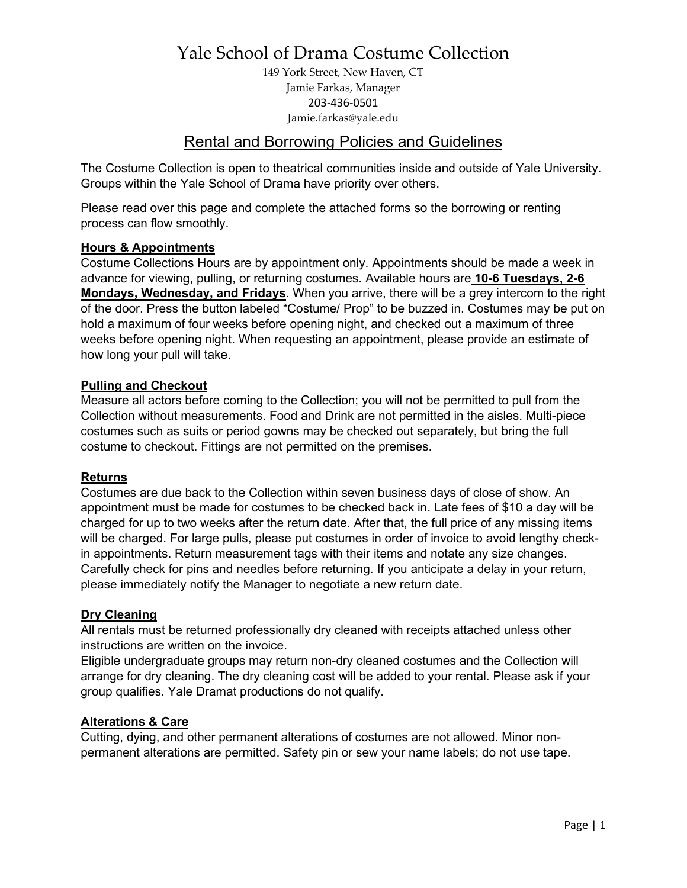# Yale School of Drama Costume Collection

149 York Street, New Haven, CT
Jamie Farkas, Manager
203-436-0501
Jamie.farkas@yale.edu

## Rental and Borrowing Policies and Guidelines

The Costume Collection is open to theatrical communities inside and outside of Yale University. Groups within the Yale School of Drama have priority over others.

Please read over this page and complete the attached forms so the borrowing or renting process can flow smoothly.

### Hours & Appointments

Costume Collections Hours are by appointment only. Appointments should be made a week in advance for viewing, pulling, or returning costumes. Available hours are **10-6 Tuesdays, 2-6 Mondays, Wednesday, and Fridays**. When you arrive, there will be a grey intercom to the right of the door. Press the button labeled "Costume/ Prop" to be buzzed in. Costumes may be put on hold a maximum of four weeks before opening night, and checked out a maximum of three weeks before opening night. When requesting an appointment, please provide an estimate of how long your pull will take.

### Pulling and Checkout

Measure all actors before coming to the Collection; you will not be permitted to pull from the Collection without measurements. Food and Drink are not permitted in the aisles. Multi-piece costumes such as suits or period gowns may be checked out separately, but bring the full costume to checkout. Fittings are not permitted on the premises.

### Returns

Costumes are due back to the Collection within seven business days of close of show. An appointment must be made for costumes to be checked back in. Late fees of $10 a day will be charged for up to two weeks after the return date. After that, the full price of any missing items will be charged. For large pulls, please put costumes in order of invoice to avoid lengthy check-in appointments. Return measurement tags with their items and notate any size changes. Carefully check for pins and needles before returning. If you anticipate a delay in your return, please immediately notify the Manager to negotiate a new return date.

### Dry Cleaning

All rentals must be returned professionally dry cleaned with receipts attached unless other instructions are written on the invoice.

Eligible undergraduate groups may return non-dry cleaned costumes and the Collection will arrange for dry cleaning. The dry cleaning cost will be added to your rental. Please ask if your group qualifies. Yale Dramat productions do not qualify.

### Alterations & Care

Cutting, dying, and other permanent alterations of costumes are not allowed. Minor non-permanent alterations are permitted. Safety pin or sew your name labels; do not use tape.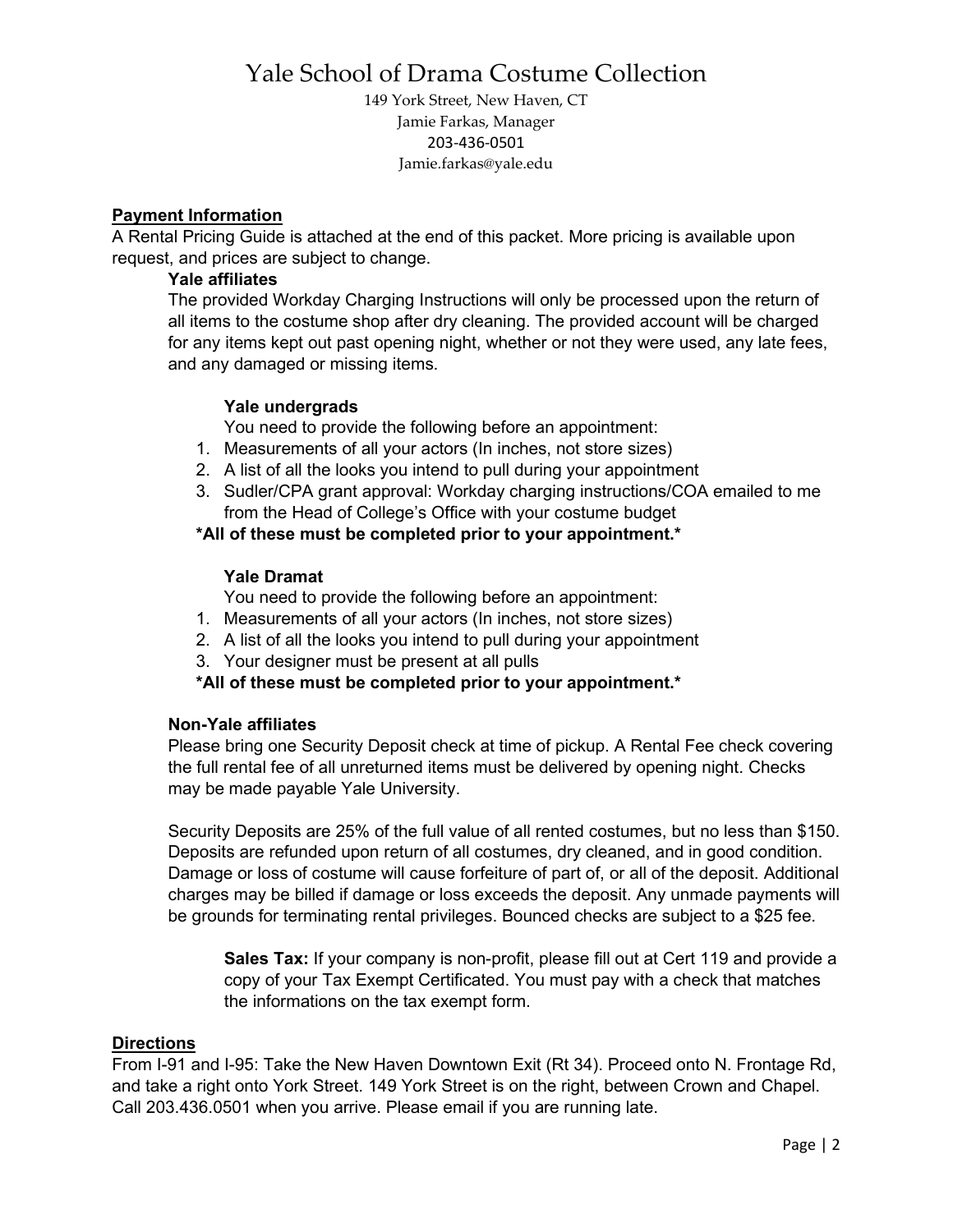# Yale School of Drama Costume Collection

149 York Street, New Haven, CT
Jamie Farkas, Manager
203-436-0501
Jamie.farkas@yale.edu

## Payment Information

A Rental Pricing Guide is attached at the end of this packet. More pricing is available upon request, and prices are subject to change.

### Yale affiliates

The provided Workday Charging Instructions will only be processed upon the return of all items to the costume shop after dry cleaning. The provided account will be charged for any items kept out past opening night, whether or not they were used, any late fees, and any damaged or missing items.

#### Yale undergrads

You need to provide the following before an appointment:

1. Measurements of all your actors (In inches, not store sizes)
2. A list of all the looks you intend to pull during your appointment
3. Sudler/CPA grant approval: Workday charging instructions/COA emailed to me from the Head of College's Office with your costume budget

**\*All of these must be completed prior to your appointment.\***

#### Yale Dramat

You need to provide the following before an appointment:

1. Measurements of all your actors (In inches, not store sizes)
2. A list of all the looks you intend to pull during your appointment
3. Your designer must be present at all pulls

**\*All of these must be completed prior to your appointment.\***

### Non-Yale affiliates

Please bring one Security Deposit check at time of pickup. A Rental Fee check covering the full rental fee of all unreturned items must be delivered by opening night. Checks may be made payable Yale University.

Security Deposits are 25% of the full value of all rented costumes, but no less than $150. Deposits are refunded upon return of all costumes, dry cleaned, and in good condition. Damage or loss of costume will cause forfeiture of part of, or all of the deposit. Additional charges may be billed if damage or loss exceeds the deposit. Any unmade payments will be grounds for terminating rental privileges. Bounced checks are subject to a $25 fee.

**Sales Tax:** If your company is non-profit, please fill out at Cert 119 and provide a copy of your Tax Exempt Certificated. You must pay with a check that matches the informations on the tax exempt form.

## Directions

From I-91 and I-95: Take the New Haven Downtown Exit (Rt 34). Proceed onto N. Frontage Rd, and take a right onto York Street. 149 York Street is on the right, between Crown and Chapel. Call 203.436.0501 when you arrive. Please email if you are running late.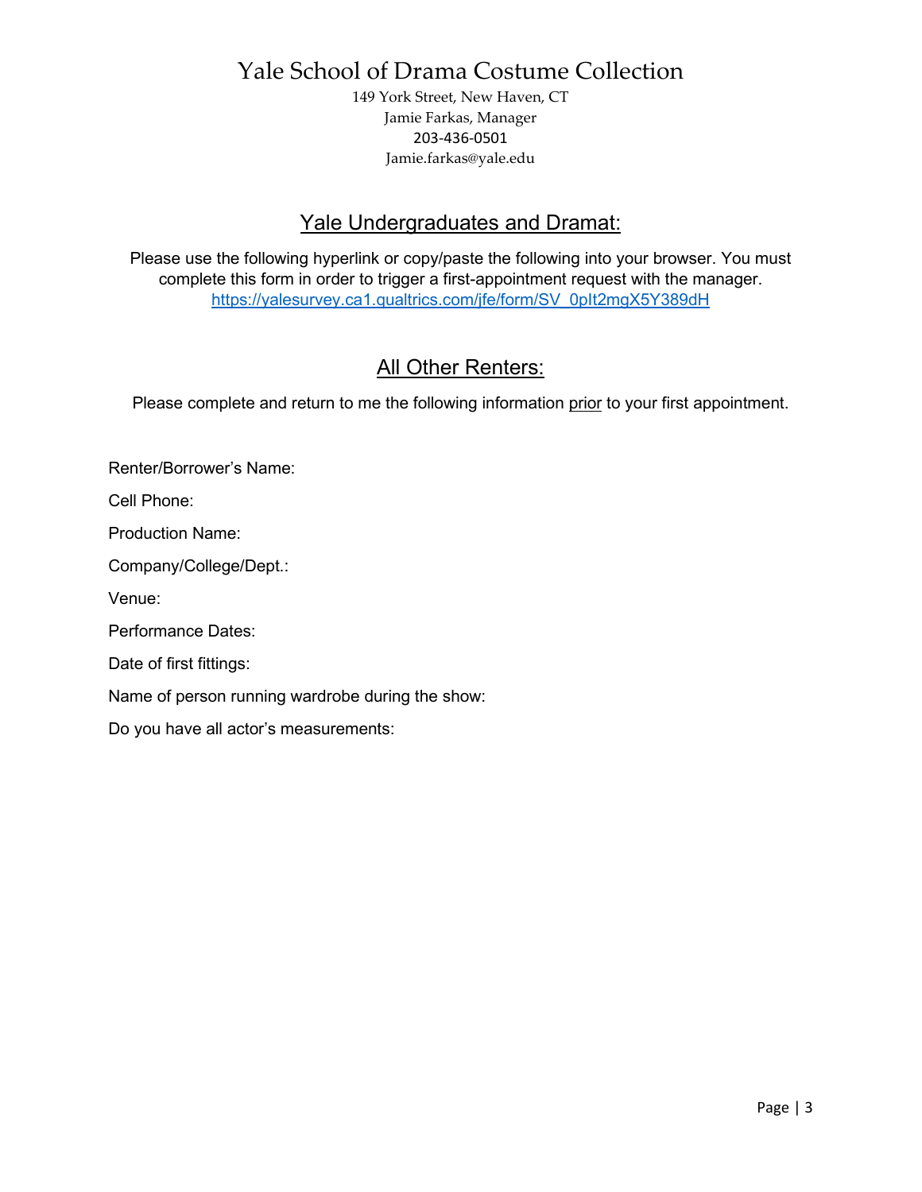# Yale School of Drama Costume Collection

149 York Street, New Haven, CT
Jamie Farkas, Manager
203-436-0501
Jamie.farkas@yale.edu

## Yale Undergraduates and Dramat:

Please use the following hyperlink or copy/paste the following into your browser. You must complete this form in order to trigger a first-appointment request with the manager.
https://yalesurvey.ca1.qualtrics.com/jfe/form/SV_0pIt2mgX5Y389dH

## All Other Renters:

Please complete and return to me the following information prior to your first appointment.

Renter/Borrower's Name:

Cell Phone:

Production Name:

Company/College/Dept.:

Venue:

Performance Dates:

Date of first fittings:

Name of person running wardrobe during the show:

Do you have all actor's measurements: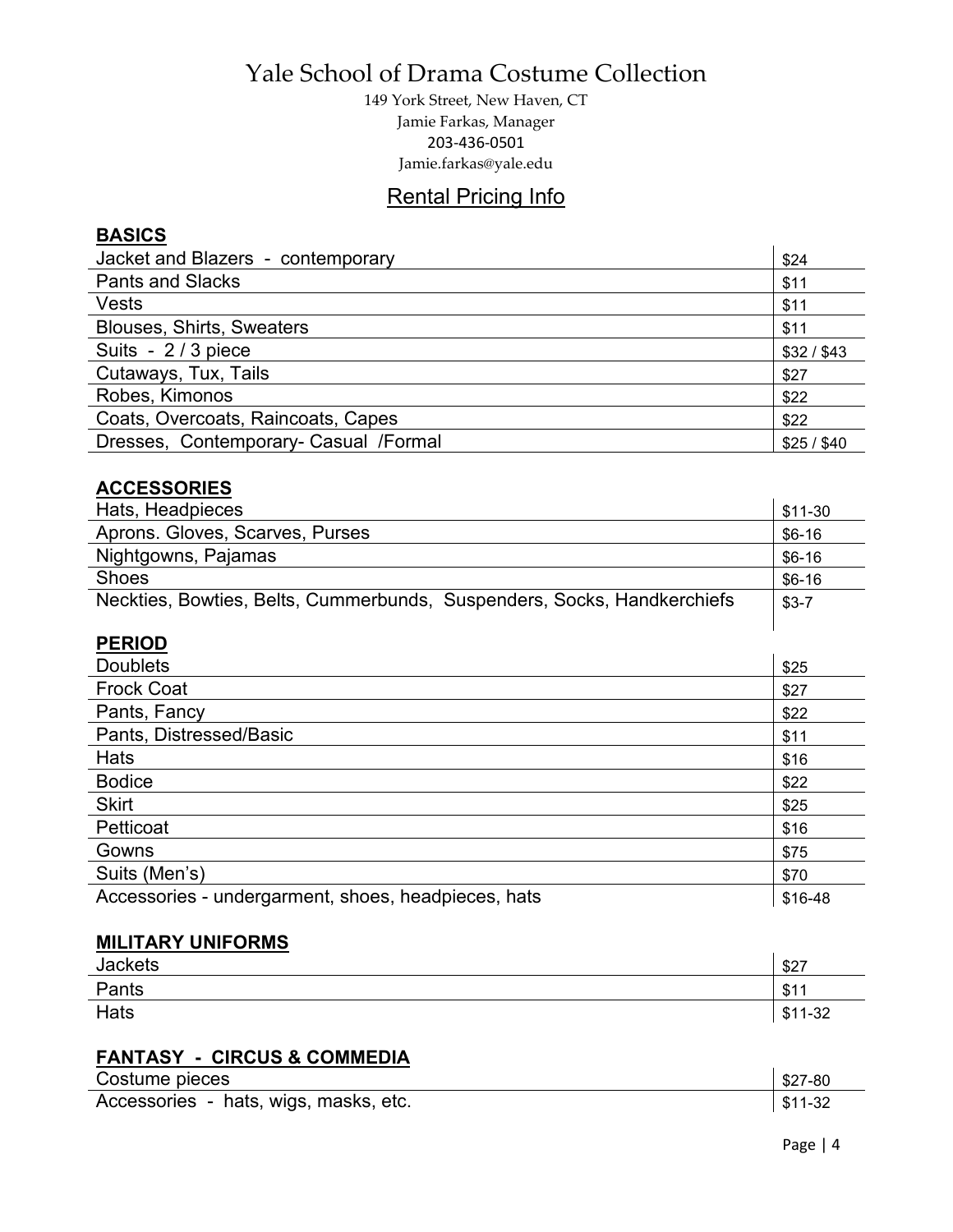# Yale School of Drama Costume Collection

149 York Street, New Haven, CT
Jamie Farkas, Manager
203-436-0501
Jamie.farkas@yale.edu

## Rental Pricing Info

**BASICS**

| Item | Price |
|---|---|
| Jacket and Blazers - contemporary | $24 |
| Pants and Slacks | $11 |
| Vests | $11 |
| Blouses, Shirts, Sweaters | $11 |
| Suits - 2 / 3 piece | $32 / $43 |
| Cutaways, Tux, Tails | $27 |
| Robes, Kimonos | $22 |
| Coats, Overcoats, Raincoats, Capes | $22 |
| Dresses, Contemporary- Casual /Formal | $25 / $40 |

**ACCESSORIES**

| Item | Price |
|---|---|
| Hats, Headpieces | $11-30 |
| Aprons. Gloves, Scarves, Purses | $6-16 |
| Nightgowns, Pajamas | $6-16 |
| Shoes | $6-16 |
| Neckties, Bowties, Belts, Cummerbunds, Suspenders, Socks, Handkerchiefs | $3-7 |

**PERIOD**

| Item | Price |
|---|---|
| Doublets | $25 |
| Frock Coat | $27 |
| Pants, Fancy | $22 |
| Pants, Distressed/Basic | $11 |
| Hats | $16 |
| Bodice | $22 |
| Skirt | $25 |
| Petticoat | $16 |
| Gowns | $75 |
| Suits (Men's) | $70 |
| Accessories - undergarment, shoes, headpieces, hats | $16-48 |

**MILITARY UNIFORMS**

| Item | Price |
|---|---|
| Jackets | $27 |
| Pants | $11 |
| Hats | $11-32 |

**FANTASY - CIRCUS & COMMEDIA**

| Item | Price |
|---|---|
| Costume pieces | $27-80 |
| Accessories - hats, wigs, masks, etc. | $11-32 |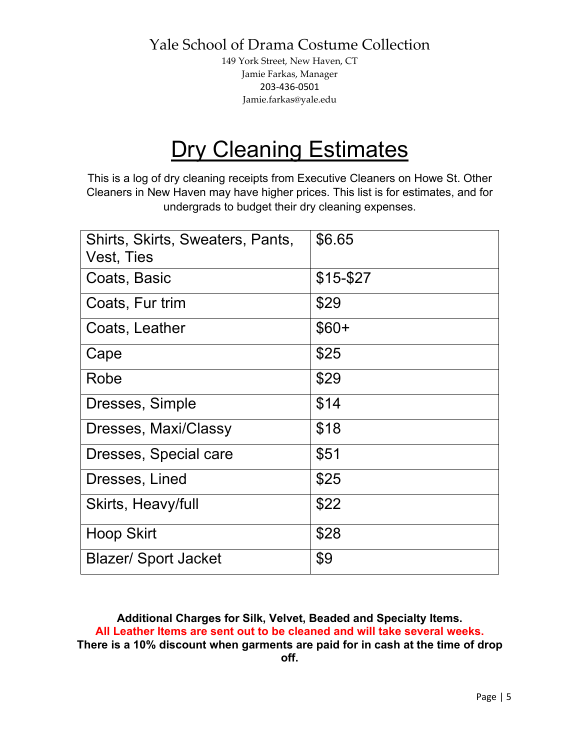Yale School of Drama Costume Collection

149 York Street, New Haven, CT
Jamie Farkas, Manager
203-436-0501
Jamie.farkas@yale.edu

# Dry Cleaning Estimates

This is a log of dry cleaning receipts from Executive Cleaners on Howe St. Other Cleaners in New Haven may have higher prices. This list is for estimates, and for undergrads to budget their dry cleaning expenses.

| | |
|---|---|
| Shirts, Skirts, Sweaters, Pants, Vest, Ties | $6.65 |
| Coats, Basic | $15-$27 |
| Coats, Fur trim | $29 |
| Coats, Leather | $60+ |
| Cape | $25 |
| Robe | $29 |
| Dresses, Simple | $14 |
| Dresses, Maxi/Classy | $18 |
| Dresses, Special care | $51 |
| Dresses, Lined | $25 |
| Skirts, Heavy/full | $22 |
| Hoop Skirt | $28 |
| Blazer/ Sport Jacket | $9 |

**Additional Charges for Silk, Velvet, Beaded and Specialty Items.**
**All Leather Items are sent out to be cleaned and will take several weeks.**
**There is a 10% discount when garments are paid for in cash at the time of drop off.**